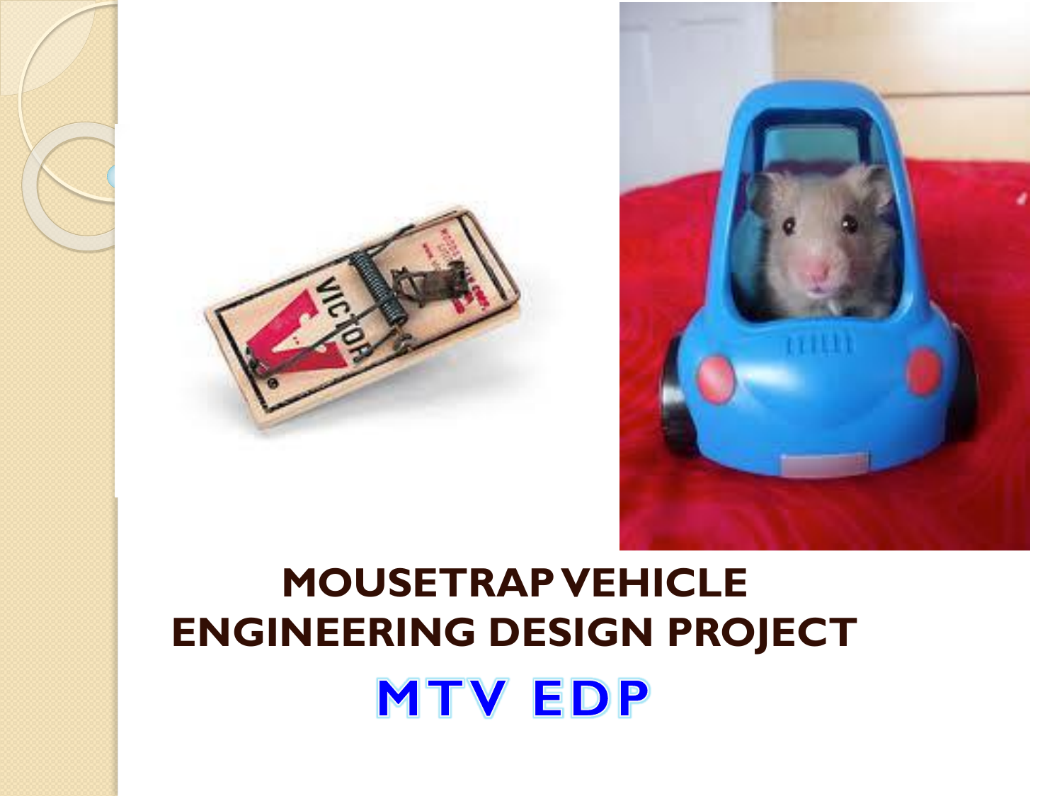# MOUSETRAP VEHICLE ENGINEERING DESIGN PROJECT

## MTV EDP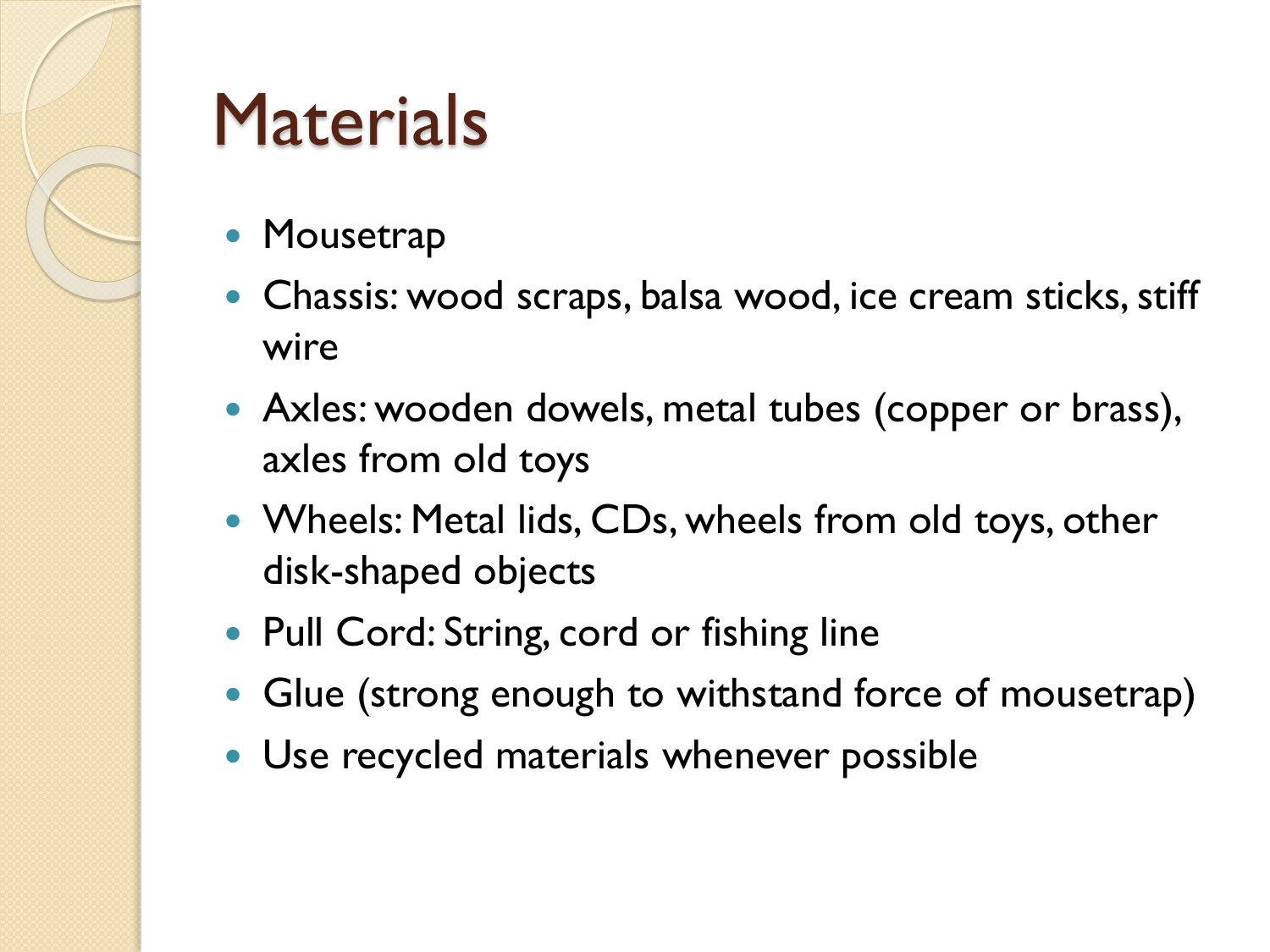# Materials

- Mousetrap
- Chassis: wood scraps, balsa wood, ice cream sticks, stiff wire
- Axles: wooden dowels, metal tubes (copper or brass), axles from old toys
- Wheels: Metal lids, CDs, wheels from old toys, other disk-shaped objects
- Pull Cord: String, cord or fishing line
- Glue (strong enough to withstand force of mousetrap)
- Use recycled materials whenever possible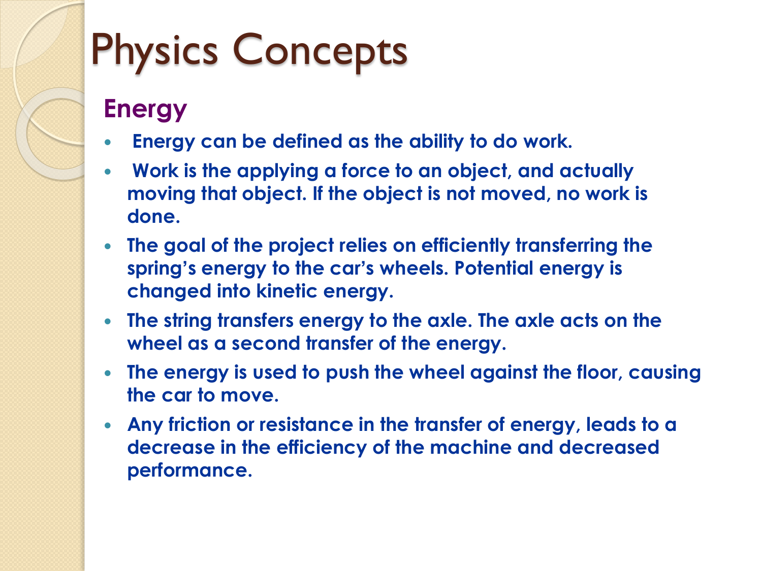# Physics Concepts

## Energy

- Energy can be defined as the ability to do work.
- Work is the applying a force to an object, and actually moving that object. If the object is not moved, no work is done.
- The goal of the project relies on efficiently transferring the spring's energy to the car's wheels. Potential energy is changed into kinetic energy.
- The string transfers energy to the axle. The axle acts on the wheel as a second transfer of the energy.
- The energy is used to push the wheel against the floor, causing the car to move.
- Any friction or resistance in the transfer of energy, leads to a decrease in the efficiency of the machine and decreased performance.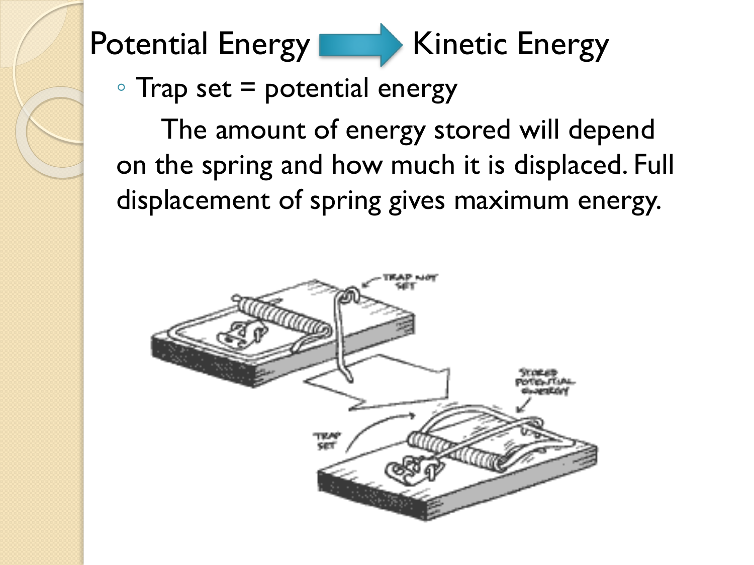# Potential Energy → Kinetic Energy

- Trap set = potential energy

The amount of energy stored will depend on the spring and how much it is displaced. Full displacement of spring gives maximum energy.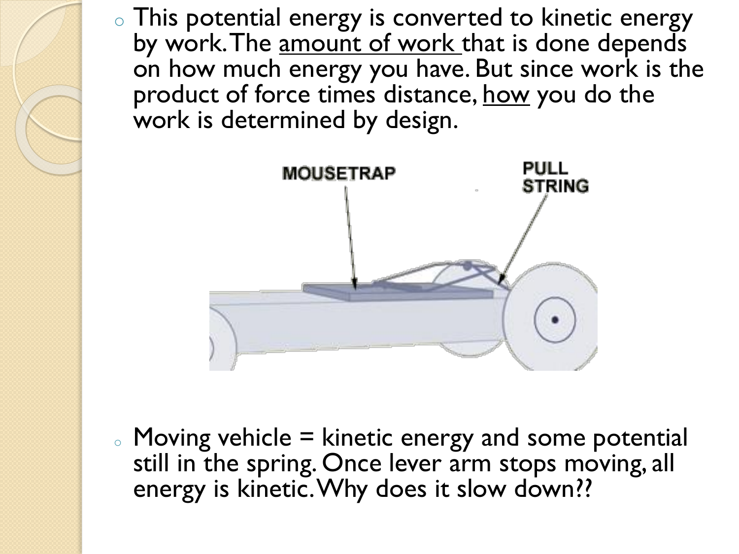- This potential energy is converted to kinetic energy by work. The <u>amount of work</u> that is done depends on how much energy you have. But since work is the product of force times distance, <u>how</u> you do the work is determined by design.

- Moving vehicle = kinetic energy and some potential still in the spring. Once lever arm stops moving, all energy is kinetic. Why does it slow down??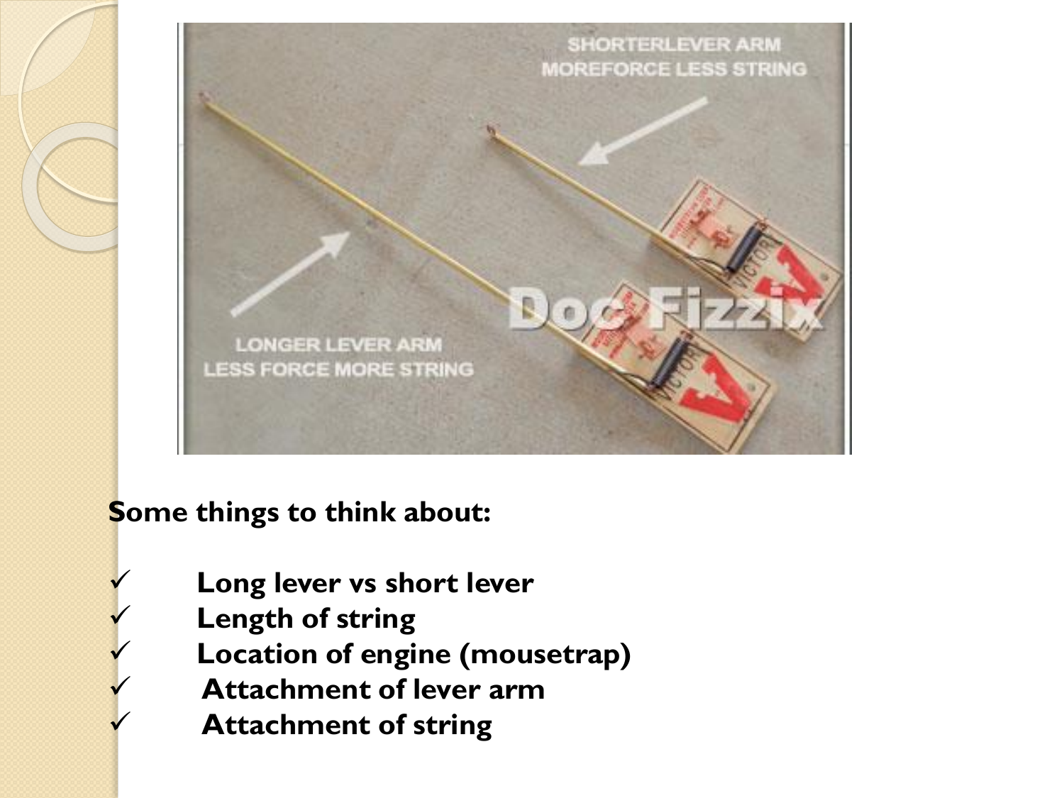**Some things to think about:**

- ✓ **Long lever vs short lever**
- ✓ **Length of string**
- ✓ **Location of engine (mousetrap)**
- ✓ **Attachment of lever arm**
- ✓ **Attachment of string**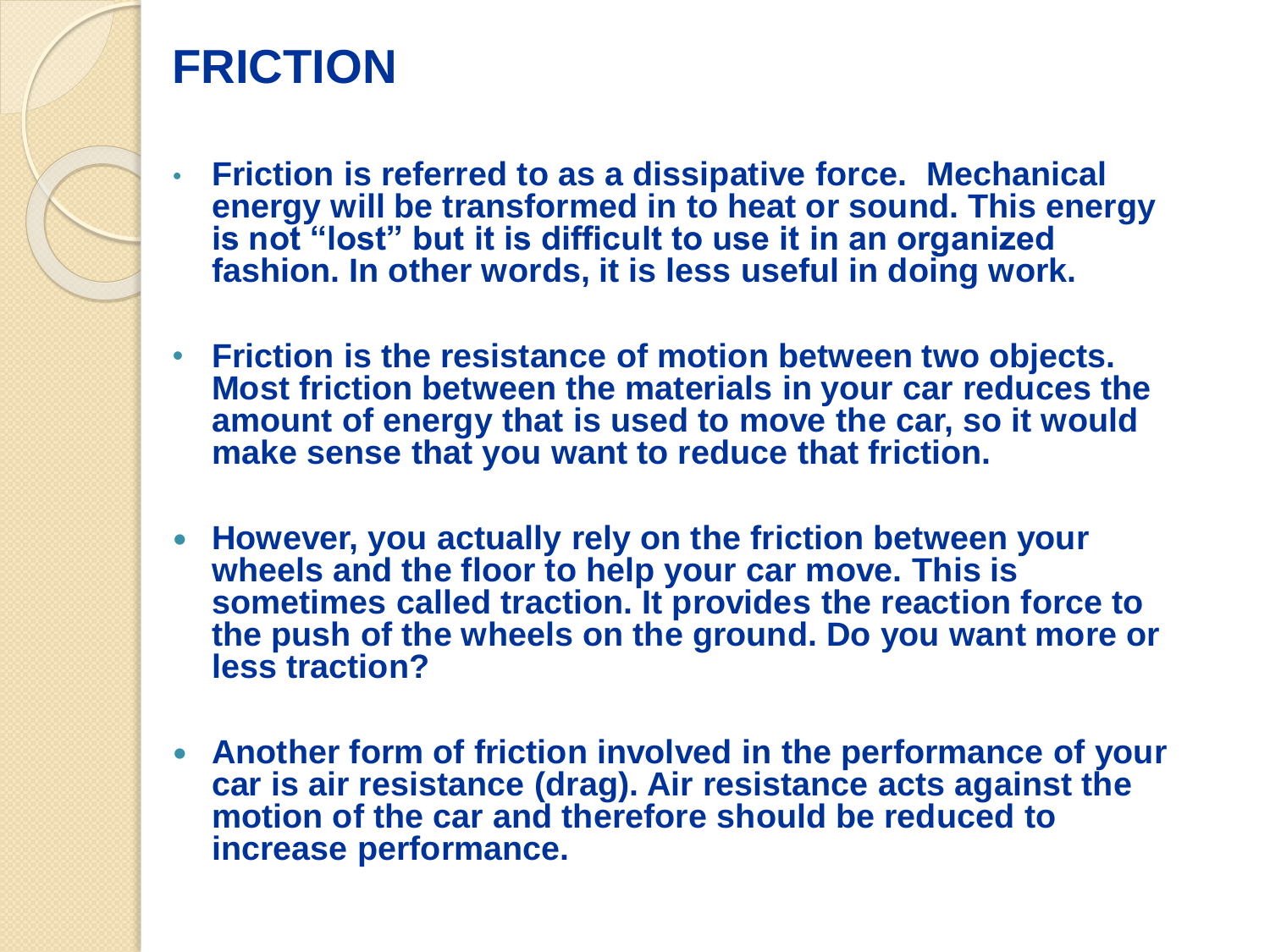# FRICTION

- **Friction is referred to as a dissipative force. Mechanical energy will be transformed in to heat or sound. This energy is not "lost" but it is difficult to use it in an organized fashion. In other words, it is less useful in doing work.**

- **Friction is the resistance of motion between two objects. Most friction between the materials in your car reduces the amount of energy that is used to move the car, so it would make sense that you want to reduce that friction.**

- **However, you actually rely on the friction between your wheels and the floor to help your car move. This is sometimes called traction. It provides the reaction force to the push of the wheels on the ground. Do you want more or less traction?**

- **Another form of friction involved in the performance of your car is air resistance (drag). Air resistance acts against the motion of the car and therefore should be reduced to increase performance.**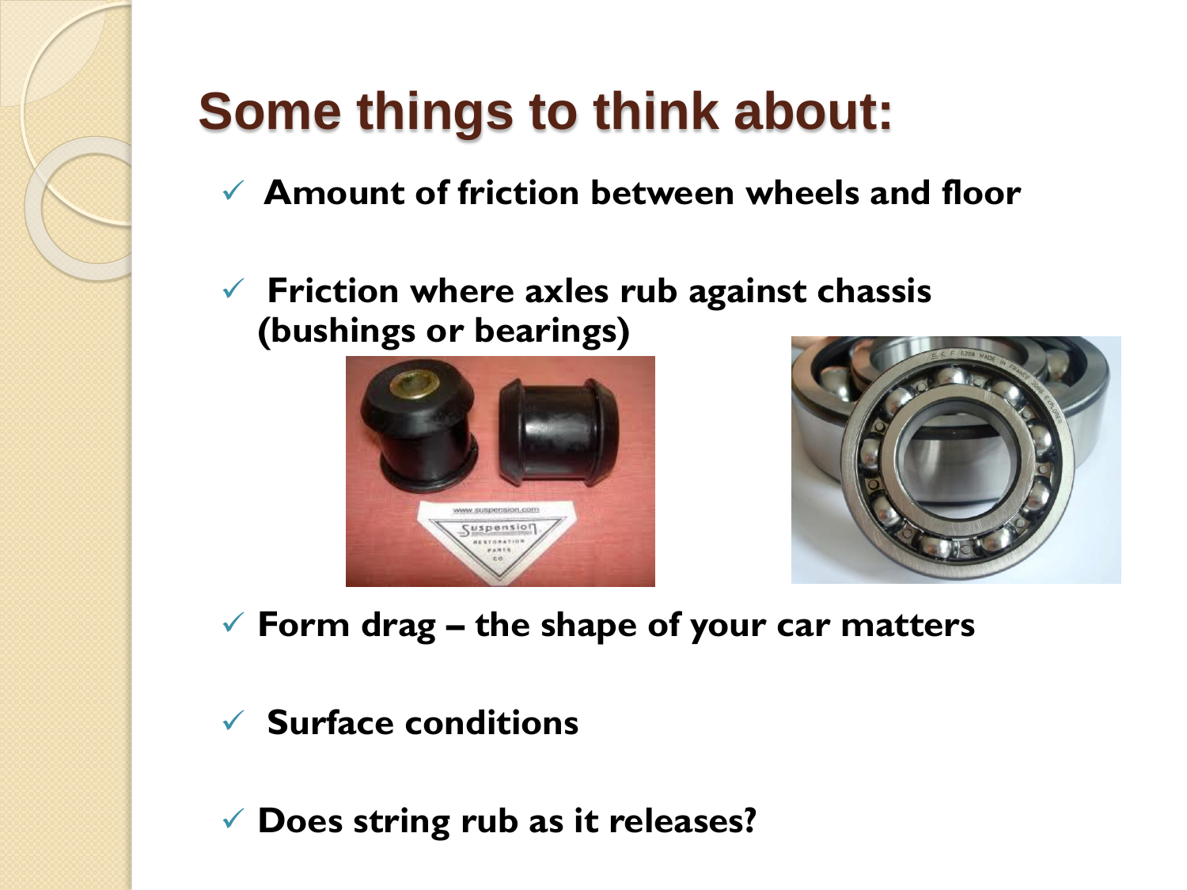# Some things to think about:

- Amount of friction between wheels and floor
- Friction where axles rub against chassis (bushings or bearings)
- Form drag – the shape of your car matters
- Surface conditions
- Does string rub as it releases?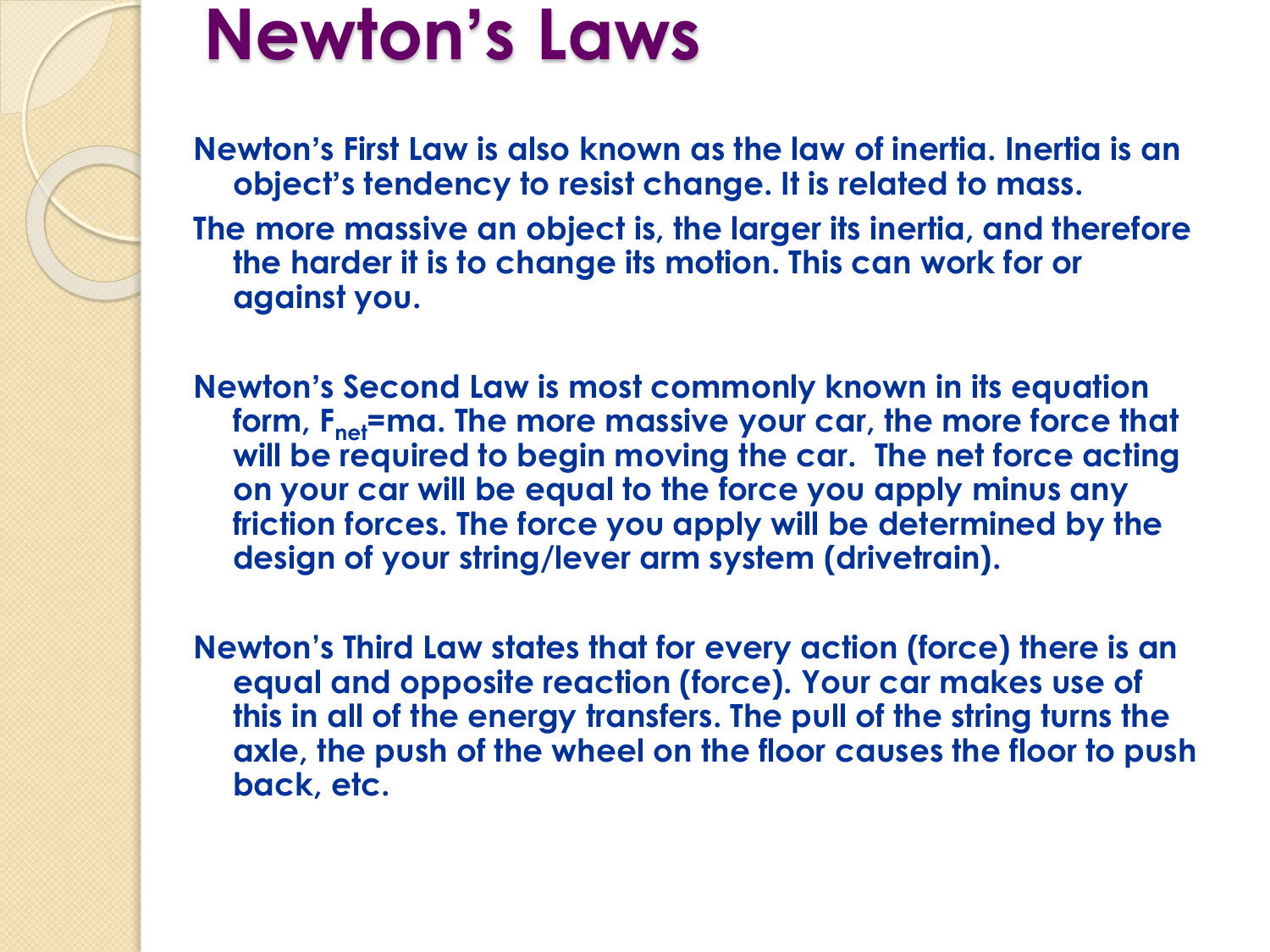# Newton's Laws

Newton's First Law is also known as the law of inertia. Inertia is an object's tendency to resist change. It is related to mass.

The more massive an object is, the larger its inertia, and therefore the harder it is to change its motion. This can work for or against you.

Newton's Second Law is most commonly known in its equation form, $F_{net}=ma$. The more massive your car, the more force that will be required to begin moving the car. The net force acting on your car will be equal to the force you apply minus any friction forces. The force you apply will be determined by the design of your string/lever arm system (drivetrain).

Newton's Third Law states that for every action (force) there is an equal and opposite reaction (force). Your car makes use of this in all of the energy transfers. The pull of the string turns the axle, the push of the wheel on the floor causes the floor to push back, etc.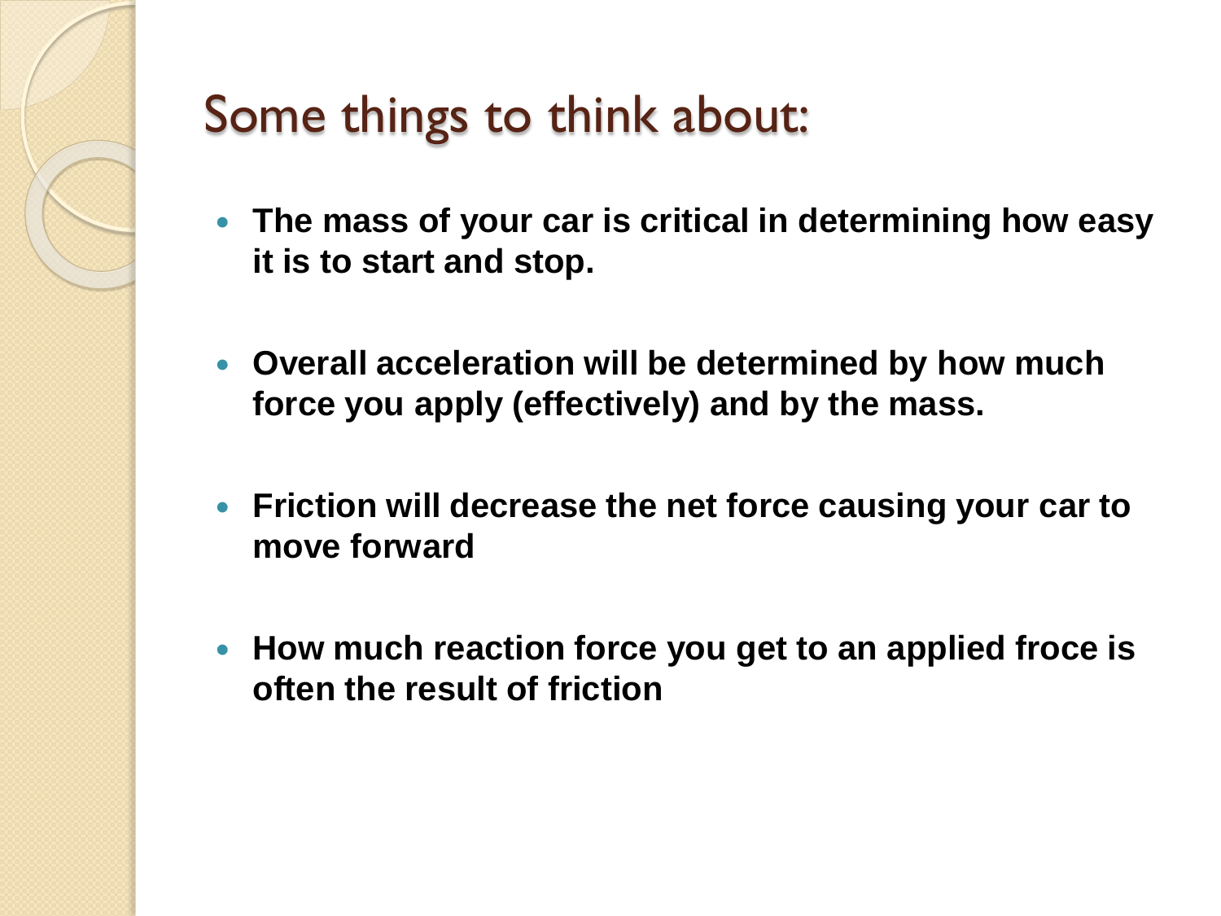# Some things to think about:

- **The mass of your car is critical in determining how easy it is to start and stop.**
- **Overall acceleration will be determined by how much force you apply (effectively) and by the mass.**
- **Friction will decrease the net force causing your car to move forward**
- **How much reaction force you get to an applied froce is often the result of friction**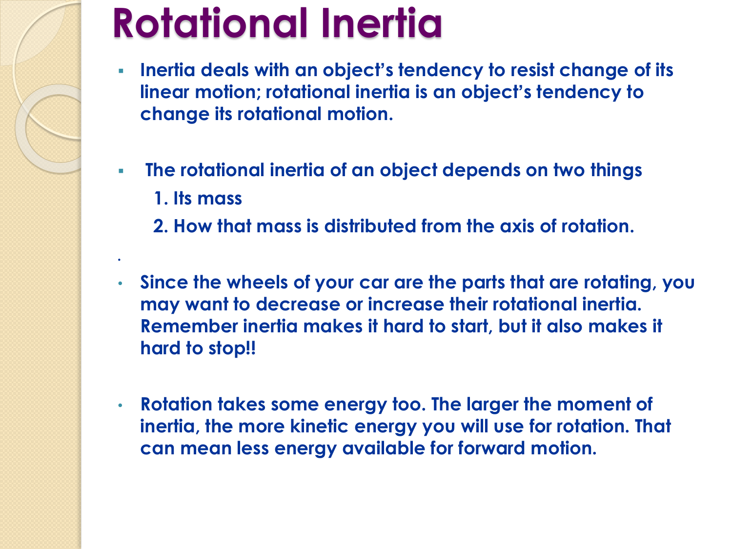# Rotational Inertia

- **Inertia deals with an object's tendency to resist change of its linear motion; rotational inertia is an object's tendency to change its rotational motion.**

- **The rotational inertia of an object depends on two things**
  1. **Its mass**
  2. **How that mass is distributed from the axis of rotation.**

- **Since the wheels of your car are the parts that are rotating, you may want to decrease or increase their rotational inertia. Remember inertia makes it hard to start, but it also makes it hard to stop!!**

- **Rotation takes some energy too. The larger the moment of inertia, the more kinetic energy you will use for rotation. That can mean less energy available for forward motion.**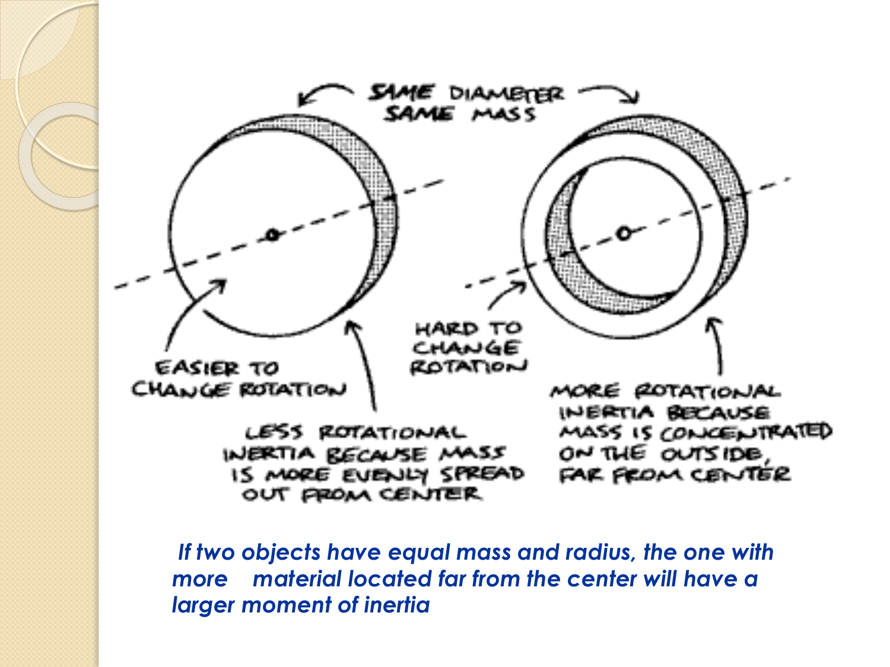SAME DIAMETER
SAME MASS

EASIER TO CHANGE ROTATION

LESS ROTATIONAL INERTIA BECAUSE MASS IS MORE EVENLY SPREAD OUT FROM CENTER

HARD TO CHANGE ROTATION

MORE ROTATIONAL INERTIA BECAUSE MASS IS CONCENTRATED ON THE OUTSIDE, FAR FROM CENTER

*If two objects have equal mass and radius, the one with more material located far from the center will have a larger moment of inertia*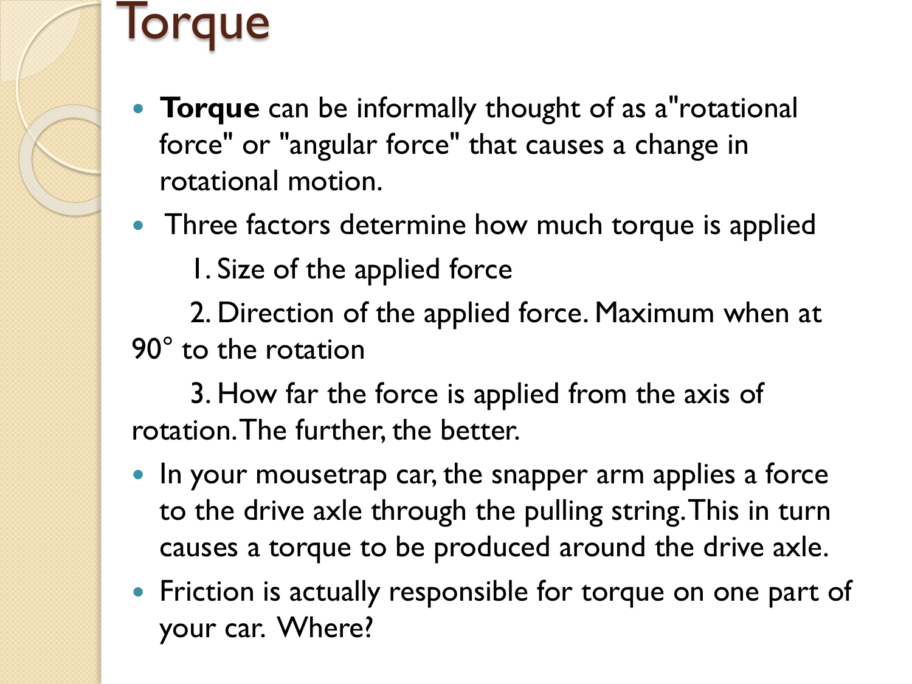# Torque

- **Torque** can be informally thought of as a"rotational force" or "angular force" that causes a change in rotational motion.
- Three factors determine how much torque is applied

    1. Size of the applied force

    2. Direction of the applied force. Maximum when at 90° to the rotation

    3. How far the force is applied from the axis of rotation. The further, the better.

- In your mousetrap car, the snapper arm applies a force to the drive axle through the pulling string. This in turn causes a torque to be produced around the drive axle.
- Friction is actually responsible for torque on one part of your car. Where?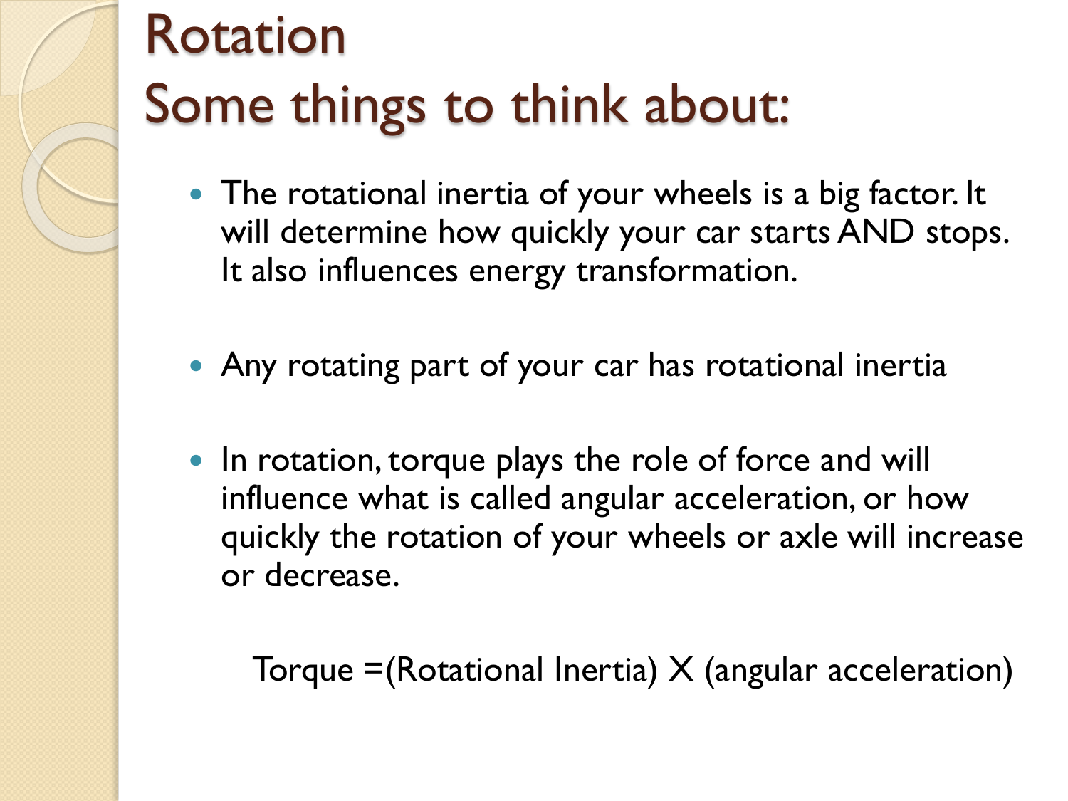# Rotation
# Some things to think about:

- The rotational inertia of your wheels is a big factor. It will determine how quickly your car starts AND stops. It also influences energy transformation.

- Any rotating part of your car has rotational inertia

- In rotation, torque plays the role of force and will influence what is called angular acceleration, or how quickly the rotation of your wheels or axle will increase or decrease.

  Torque =(Rotational Inertia) X (angular acceleration)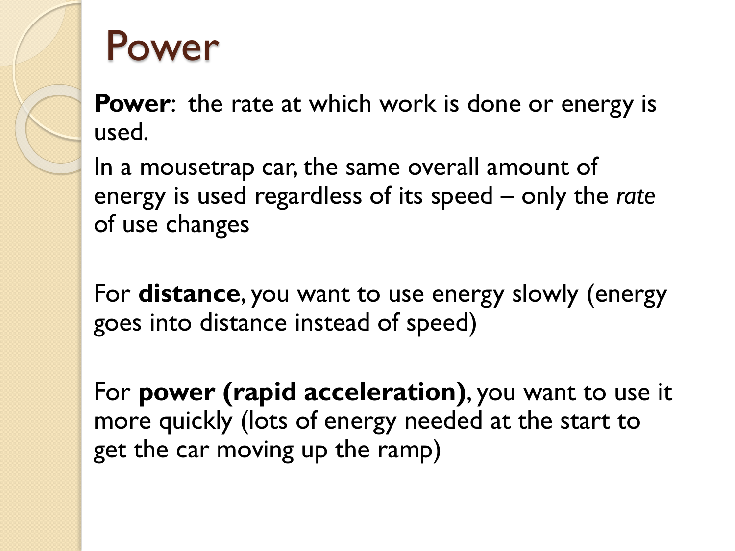# Power

**Power**: the rate at which work is done or energy is used.

In a mousetrap car, the same overall amount of energy is used regardless of its speed – only the *rate* of use changes

For **distance**, you want to use energy slowly (energy goes into distance instead of speed)

For **power (rapid acceleration)**, you want to use it more quickly (lots of energy needed at the start to get the car moving up the ramp)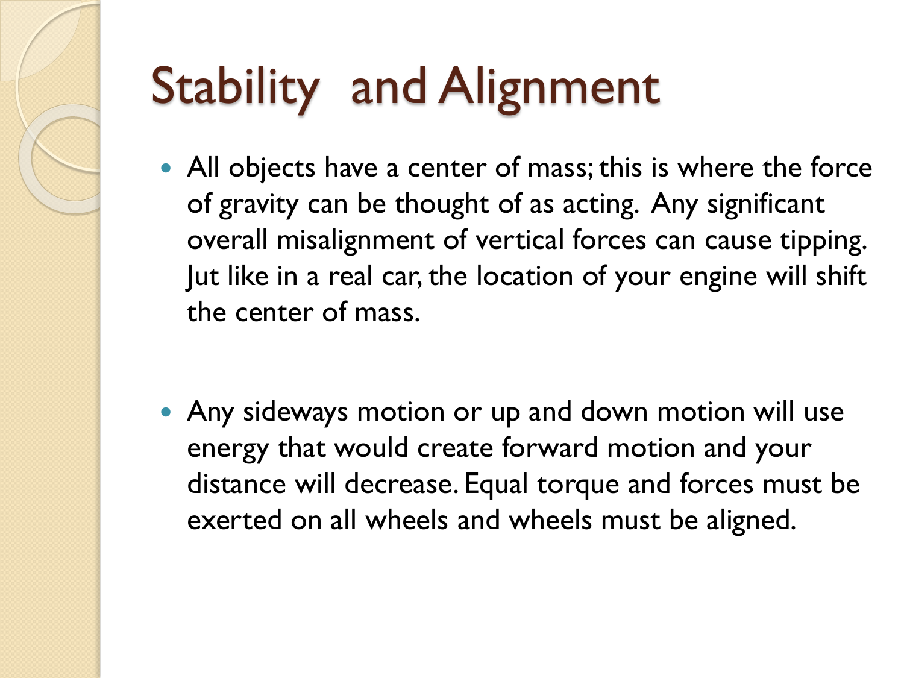# Stability and Alignment

- All objects have a center of mass; this is where the force of gravity can be thought of as acting. Any significant overall misalignment of vertical forces can cause tipping. Jut like in a real car, the location of your engine will shift the center of mass.

- Any sideways motion or up and down motion will use energy that would create forward motion and your distance will decrease. Equal torque and forces must be exerted on all wheels and wheels must be aligned.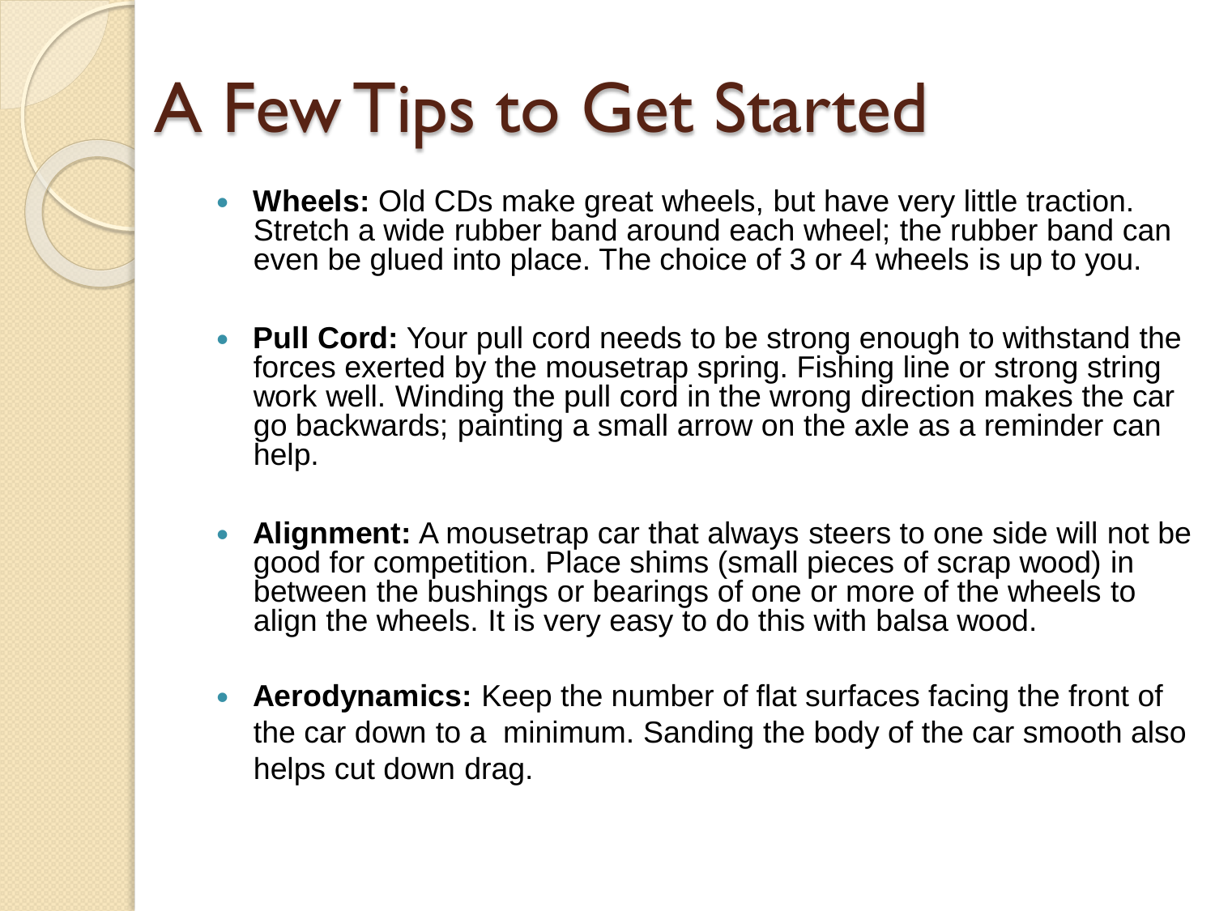# A Few Tips to Get Started

- **Wheels:** Old CDs make great wheels, but have very little traction. Stretch a wide rubber band around each wheel; the rubber band can even be glued into place. The choice of 3 or 4 wheels is up to you.

- **Pull Cord:** Your pull cord needs to be strong enough to withstand the forces exerted by the mousetrap spring. Fishing line or strong string work well. Winding the pull cord in the wrong direction makes the car go backwards; painting a small arrow on the axle as a reminder can help.

- **Alignment:** A mousetrap car that always steers to one side will not be good for competition. Place shims (small pieces of scrap wood) in between the bushings or bearings of one or more of the wheels to align the wheels. It is very easy to do this with balsa wood.

- **Aerodynamics:** Keep the number of flat surfaces facing the front of the car down to a minimum. Sanding the body of the car smooth also helps cut down drag.